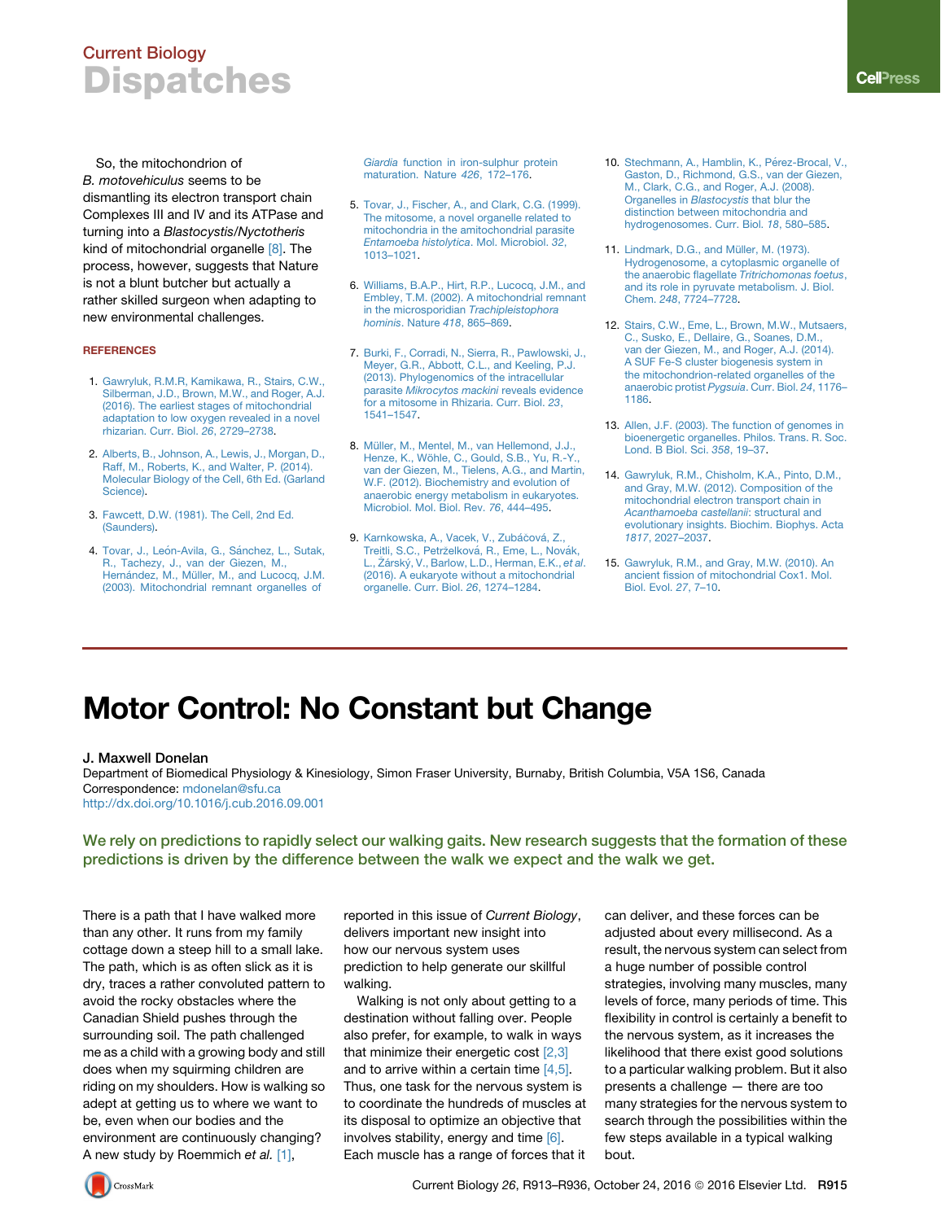So, the mitochondrion of *B. motovehiculus* seems to be dismantling its electron transport chain Complexes III and IV and its ATPase and turning into a *Blastocystis/Nyctotheris* kind of mitochondrial organelle [8]. The process, however, suggests that Nature is not a blunt butcher but actually a rather skilled surgeon when adapting to new environmental challenges.

## REFERENCES

1. Gawryluk, R.M.R, Kamikawa, R., Stairs, C.W., Silberman, J.D., Brown, M.W., and Roger, A.J. (2016). The earliest stages of mitochondrial adaptation to low oxygen revealed in a novel rhizarian. Curr. Biol. *26*, 2729–2738.
2. Alberts, B., Johnson, A., Lewis, J., Morgan, D., Raff, M., Roberts, K., and Walter, P. (2014). Molecular Biology of the Cell, 6th Ed. (Garland Science).
3. Fawcett, D.W. (1981). The Cell, 2nd Ed. (Saunders).
4. Tovar, J., León-Avila, G., Sánchez, L., Sutak, R., Tachezy, J., van der Giezen, M., Hernández, M., Müller, M., and Lucocq, J.M. (2003). Mitochondrial remnant organelles of *Giardia* function in iron-sulphur protein maturation. Nature *426*, 172–176.
5. Tovar, J., Fischer, A., and Clark, C.G. (1999). The mitosome, a novel organelle related to mitochondria in the amitochondrial parasite *Entamoeba histolytica*. Mol. Microbiol. *32*, 1013–1021.
6. Williams, B.A.P., Hirt, R.P., Lucocq, J.M., and Embley, T.M. (2002). A mitochondrial remnant in the microsporidian *Trachipleistophora hominis*. Nature *418*, 865–869.
7. Burki, F., Corradi, N., Sierra, R., Pawlowski, J., Meyer, G.R., Abbott, C.L., and Keeling, P.J. (2013). Phylogenomics of the intracellular parasite *Mikrocytos mackini* reveals evidence for a mitosome in Rhizaria. Curr. Biol. *23*, 1541–1547.
8. Müller, M., Mentel, M., van Hellemond, J.J., Henze, K., Wöhle, C., Gould, S.B., Yu, R.-Y., van der Giezen, M., Tielens, A.G., and Martin, W.F. (2012). Biochemistry and evolution of anaerobic energy metabolism in eukaryotes. Microbiol. Mol. Biol. Rev. *76*, 444–495.
9. Karnkowska, A., Vacek, V., Zubáčová, Z., Treitli, S.C., Petrželková, R., Eme, L., Novák, L., Žárský, V., Barlow, L.D., Herman, E.K., *et al*. (2016). A eukaryote without a mitochondrial organelle. Curr. Biol. *26*, 1274–1284.
10. Stechmann, A., Hamblin, K., Pérez-Brocal, V., Gaston, D., Richmond, G.S., van der Giezen, M., Clark, C.G., and Roger, A.J. (2008). Organelles in *Blastocystis* that blur the distinction between mitochondria and hydrogenosomes. Curr. Biol. *18*, 580–585.
11. Lindmark, D.G., and Müller, M. (1973). Hydrogenosome, a cytoplasmic organelle of the anaerobic flagellate *Tritrichomonas foetus*, and its role in pyruvate metabolism. J. Biol. Chem. *248*, 7724–7728.
12. Stairs, C.W., Eme, L., Brown, M.W., Mutsaers, C., Susko, E., Dellaire, G., Soanes, D.M., van der Giezen, M., and Roger, A.J. (2014). A SUF Fe-S cluster biogenesis system in the mitochondrion-related organelles of the anaerobic protist *Pygsuia*. Curr. Biol. *24*, 1176–1186.
13. Allen, J.F. (2003). The function of genomes in bioenergetic organelles. Philos. Trans. R. Soc. Lond. B Biol. Sci. *358*, 19–37.
14. Gawryluk, R.M., Chisholm, K.A., Pinto, D.M., and Gray, M.W. (2012). Composition of the mitochondrial electron transport chain in *Acanthamoeba castellanii*: structural and evolutionary insights. Biochim. Biophys. Acta *1817*, 2027–2037.
15. Gawryluk, R.M., and Gray, M.W. (2010). An ancient fission of mitochondrial Cox1. Mol. Biol. Evol. *27*, 7–10.

# Motor Control: No Constant but Change

**J. Maxwell Donelan**
Department of Biomedical Physiology & Kinesiology, Simon Fraser University, Burnaby, British Columbia, V5A 1S6, Canada
Correspondence: mdonelan@sfu.ca
http://dx.doi.org/10.1016/j.cub.2016.09.001

**We rely on predictions to rapidly select our walking gaits. New research suggests that the formation of these predictions is driven by the difference between the walk we expect and the walk we get.**

There is a path that I have walked more than any other. It runs from my family cottage down a steep hill to a small lake. The path, which is as often slick as it is dry, traces a rather convoluted pattern to avoid the rocky obstacles where the Canadian Shield pushes through the surrounding soil. The path challenged me as a child with a growing body and still does when my squirming children are riding on my shoulders. How is walking so adept at getting us to where we want to be, even when our bodies and the environment are continuously changing? A new study by Roemmich *et al.* [1], reported in this issue of *Current Biology*, delivers important new insight into how our nervous system uses prediction to help generate our skillful walking.

Walking is not only about getting to a destination without falling over. People also prefer, for example, to walk in ways that minimize their energetic cost [2,3] and to arrive within a certain time [4,5]. Thus, one task for the nervous system is to coordinate the hundreds of muscles at its disposal to optimize an objective that involves stability, energy and time [6]. Each muscle has a range of forces that it can deliver, and these forces can be adjusted about every millisecond. As a result, the nervous system can select from a huge number of possible control strategies, involving many muscles, many levels of force, many periods of time. This flexibility in control is certainly a benefit to the nervous system, as it increases the likelihood that there exist good solutions to a particular walking problem. But it also presents a challenge — there are too many strategies for the nervous system to search through the possibilities within the few steps available in a typical walking bout.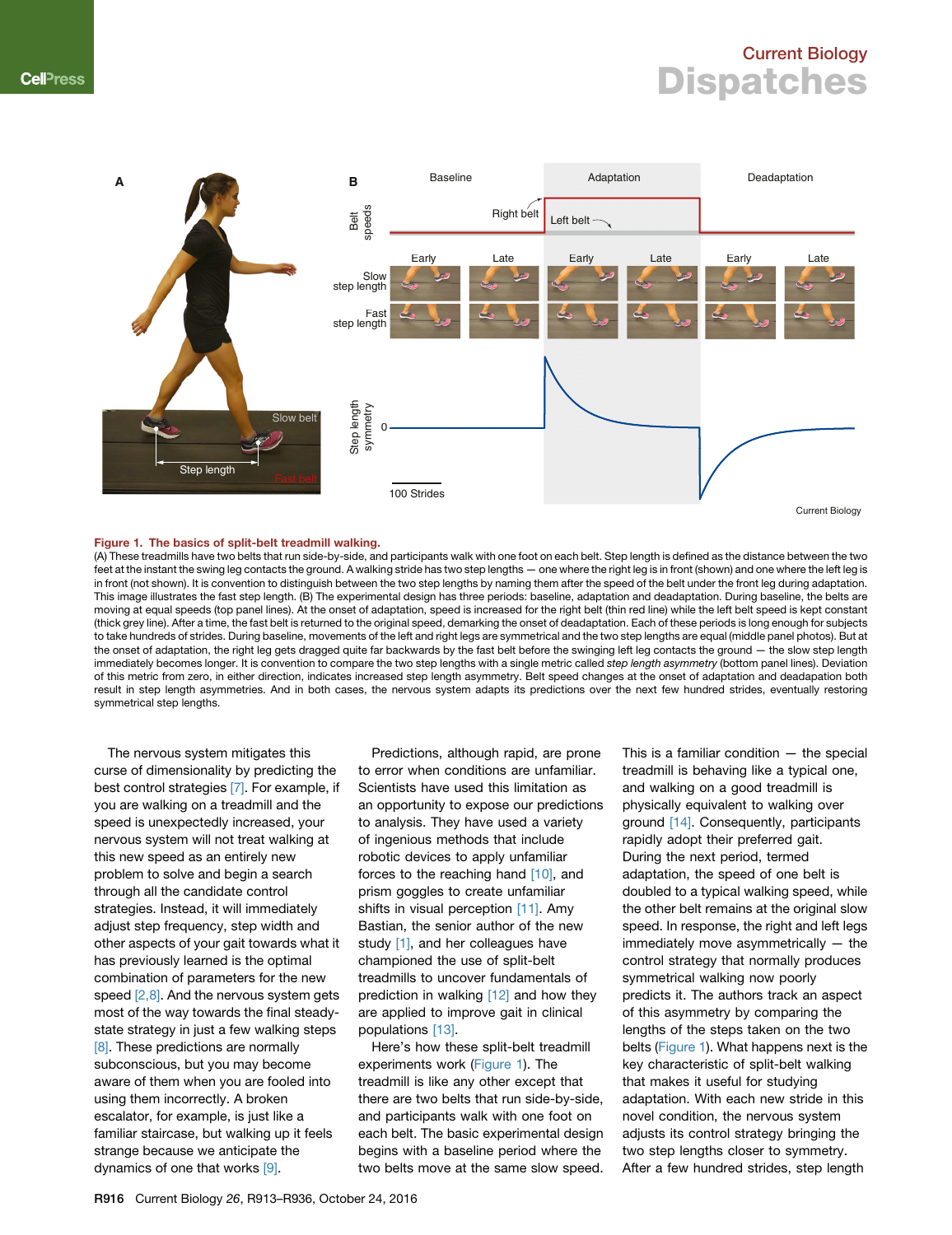**Figure 1. The basics of split-belt treadmill walking.**

(A) These treadmills have two belts that run side-by-side, and participants walk with one foot on each belt. Step length is defined as the distance between the two feet at the instant the swing leg contacts the ground. A walking stride has two step lengths — one where the right leg is in front (shown) and one where the left leg is in front (not shown). It is convention to distinguish between the two step lengths by naming them after the speed of the belt under the front leg during adaptation. This image illustrates the fast step length. (B) The experimental design has three periods: baseline, adaptation and deadaptation. During baseline, the belts are moving at equal speeds (top panel lines). At the onset of adaptation, speed is increased for the right belt (thin red line) while the left belt speed is kept constant (thick grey line). After a time, the fast belt is returned to the original speed, demarking the onset of deadaptation. Each of these periods is long enough for subjects to take hundreds of strides. During baseline, movements of the left and right legs are symmetrical and the two step lengths are equal (middle panel photos). But at the onset of adaptation, the right leg gets dragged quite far backwards by the fast belt before the swinging left leg contacts the ground — the slow step length immediately becomes longer. It is convention to compare the two step lengths with a single metric called *step length asymmetry* (bottom panel lines). Deviation of this metric from zero, in either direction, indicates increased step length asymmetry. Belt speed changes at the onset of adaptation and deadaptation both result in step length asymmetries. And in both cases, the nervous system adapts its predictions over the next few hundred strides, eventually restoring symmetrical step lengths.

The nervous system mitigates this curse of dimensionality by predicting the best control strategies [7]. For example, if you are walking on a treadmill and the speed is unexpectedly increased, your nervous system will not treat walking at this new speed as an entirely new problem to solve and begin a search through all the candidate control strategies. Instead, it will immediately adjust step frequency, step width and other aspects of your gait towards what it has previously learned is the optimal combination of parameters for the new speed [2,8]. And the nervous system gets most of the way towards the final steady-state strategy in just a few walking steps [8]. These predictions are normally subconscious, but you may become aware of them when you are fooled into using them incorrectly. A broken escalator, for example, is just like a familiar staircase, but walking up it feels strange because we anticipate the dynamics of one that works [9].

Predictions, although rapid, are prone to error when conditions are unfamiliar. Scientists have used this limitation as an opportunity to expose our predictions to analysis. They have used a variety of ingenious methods that include robotic devices to apply unfamiliar forces to the reaching hand [10], and prism goggles to create unfamiliar shifts in visual perception [11]. Amy Bastian, the senior author of the new study [1], and her colleagues have championed the use of split-belt treadmills to uncover fundamentals of prediction in walking [12] and how they are applied to improve gait in clinical populations [13].

Here's how these split-belt treadmill experiments work (Figure 1). The treadmill is like any other except that there are two belts that run side-by-side, and participants walk with one foot on each belt. The basic experimental design begins with a baseline period where the two belts move at the same slow speed. This is a familiar condition — the special treadmill is behaving like a typical one, and walking on a good treadmill is physically equivalent to walking over ground [14]. Consequently, participants rapidly adopt their preferred gait. During the next period, termed adaptation, the speed of one belt is doubled to a typical walking speed, while the other belt remains at the original slow speed. In response, the right and left legs immediately move asymmetrically — the control strategy that normally produces symmetrical walking now poorly predicts it. The authors track an aspect of this asymmetry by comparing the lengths of the steps taken on the two belts (Figure 1). What happens next is the key characteristic of split-belt walking that makes it useful for studying adaptation. With each new stride in this novel condition, the nervous system adjusts its control strategy bringing the two step lengths closer to symmetry. After a few hundred strides, step length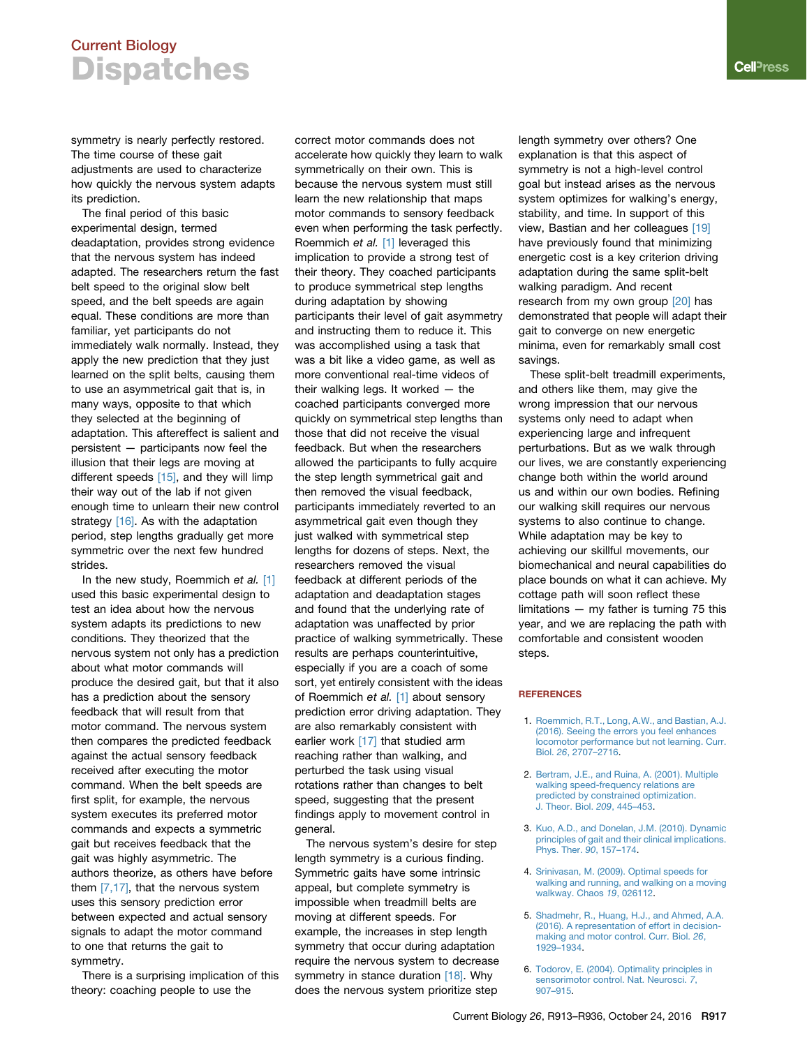symmetry is nearly perfectly restored. The time course of these gait adjustments are used to characterize how quickly the nervous system adapts its prediction.

The final period of this basic experimental design, termed deadaptation, provides strong evidence that the nervous system has indeed adapted. The researchers return the fast belt speed to the original slow belt speed, and the belt speeds are again equal. These conditions are more than familiar, yet participants do not immediately walk normally. Instead, they apply the new prediction that they just learned on the split belts, causing them to use an asymmetrical gait that is, in many ways, opposite to that which they selected at the beginning of adaptation. This aftereffect is salient and persistent — participants now feel the illusion that their legs are moving at different speeds [15], and they will limp their way out of the lab if not given enough time to unlearn their new control strategy [16]. As with the adaptation period, step lengths gradually get more symmetric over the next few hundred strides.

In the new study, Roemmich *et al.* [1] used this basic experimental design to test an idea about how the nervous system adapts its predictions to new conditions. They theorized that the nervous system not only has a prediction about what motor commands will produce the desired gait, but that it also has a prediction about the sensory feedback that will result from that motor command. The nervous system then compares the predicted feedback against the actual sensory feedback received after executing the motor command. When the belt speeds are first split, for example, the nervous system executes its preferred motor commands and expects a symmetric gait but receives feedback that the gait was highly asymmetric. The authors theorize, as others have before them [7,17], that the nervous system uses this sensory prediction error between expected and actual sensory signals to adapt the motor command to one that returns the gait to symmetry.

There is a surprising implication of this theory: coaching people to use the correct motor commands does not accelerate how quickly they learn to walk symmetrically on their own. This is because the nervous system must still learn the new relationship that maps motor commands to sensory feedback even when performing the task perfectly. Roemmich *et al.* [1] leveraged this implication to provide a strong test of their theory. They coached participants to produce symmetrical step lengths during adaptation by showing participants their level of gait asymmetry and instructing them to reduce it. This was accomplished using a task that was a bit like a video game, as well as more conventional real-time videos of their walking legs. It worked — the coached participants converged more quickly on symmetrical step lengths than those that did not receive the visual feedback. But when the researchers allowed the participants to fully acquire the step length symmetrical gait and then removed the visual feedback, participants immediately reverted to an asymmetrical gait even though they just walked with symmetrical step lengths for dozens of steps. Next, the researchers removed the visual feedback at different periods of the adaptation and deadaptation stages and found that the underlying rate of adaptation was unaffected by prior practice of walking symmetrically. These results are perhaps counterintuitive, especially if you are a coach of some sort, yet entirely consistent with the ideas of Roemmich *et al.* [1] about sensory prediction error driving adaptation. They are also remarkably consistent with earlier work [17] that studied arm reaching rather than walking, and perturbed the task using visual rotations rather than changes to belt speed, suggesting that the present findings apply to movement control in general.

The nervous system's desire for step length symmetry is a curious finding. Symmetric gaits have some intrinsic appeal, but complete symmetry is impossible when treadmill belts are moving at different speeds. For example, the increases in step length symmetry that occur during adaptation require the nervous system to decrease symmetry in stance duration [18]. Why does the nervous system prioritize step length symmetry over others? One explanation is that this aspect of symmetry is not a high-level control goal but instead arises as the nervous system optimizes for walking's energy, stability, and time. In support of this view, Bastian and her colleagues [19] have previously found that minimizing energetic cost is a key criterion driving adaptation during the same split-belt walking paradigm. And recent research from my own group [20] has demonstrated that people will adapt their gait to converge on new energetic minima, even for remarkably small cost savings.

These split-belt treadmill experiments, and others like them, may give the wrong impression that our nervous systems only need to adapt when experiencing large and infrequent perturbations. But as we walk through our lives, we are constantly experiencing change both within the world around us and within our own bodies. Refining our walking skill requires our nervous systems to also continue to change. While adaptation may be key to achieving our skillful movements, our biomechanical and neural capabilities do place bounds on what it can achieve. My cottage path will soon reflect these limitations — my father is turning 75 this year, and we are replacing the path with comfortable and consistent wooden steps.

## REFERENCES

1. Roemmich, R.T., Long, A.W., and Bastian, A.J. (2016). Seeing the errors you feel enhances locomotor performance but not learning. Curr. Biol. *26*, 2707–2716.
2. Bertram, J.E., and Ruina, A. (2001). Multiple walking speed-frequency relations are predicted by constrained optimization. J. Theor. Biol. *209*, 445–453.
3. Kuo, A.D., and Donelan, J.M. (2010). Dynamic principles of gait and their clinical implications. Phys. Ther. *90*, 157–174.
4. Srinivasan, M. (2009). Optimal speeds for walking and running, and walking on a moving walkway. Chaos *19*, 026112.
5. Shadmehr, R., Huang, H.J., and Ahmed, A.A. (2016). A representation of effort in decision-making and motor control. Curr. Biol. *26*, 1929–1934.
6. Todorov, E. (2004). Optimality principles in sensorimotor control. Nat. Neurosci. *7*, 907–915.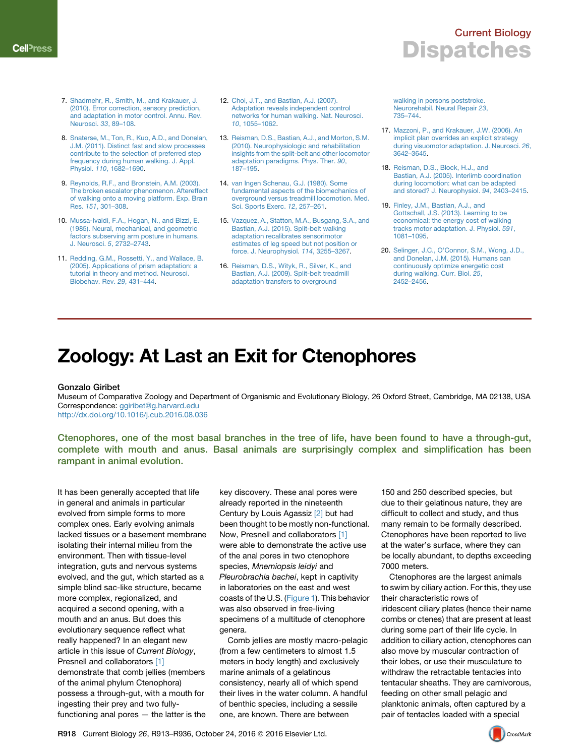7. Shadmehr, R., Smith, M., and Krakauer, J. (2010). Error correction, sensory prediction, and adaptation in motor control. Annu. Rev. Neurosci. *33*, 89–108.

8. Snaterse, M., Ton, R., Kuo, A.D., and Donelan, J.M. (2011). Distinct fast and slow processes contribute to the selection of preferred step frequency during human walking. J. Appl. Physiol. *110*, 1682–1690.

9. Reynolds, R.F., and Bronstein, A.M. (2003). The broken escalator phenomenon. Aftereffect of walking onto a moving platform. Exp. Brain Res. *151*, 301–308.

10. Mussa-Ivaldi, F.A., Hogan, N., and Bizzi, E. (1985). Neural, mechanical, and geometric factors subserving arm posture in humans. J. Neurosci. *5*, 2732–2743.

11. Redding, G.M., Rossetti, Y., and Wallace, B. (2005). Applications of prism adaptation: a tutorial in theory and method. Neurosci. Biobehav. Rev. *29*, 431–444.

12. Choi, J.T., and Bastian, A.J. (2007). Adaptation reveals independent control networks for human walking. Nat. Neurosci. *10*, 1055–1062.

13. Reisman, D.S., Bastian, A.J., and Morton, S.M. (2010). Neurophysiologic and rehabilitation insights from the split-belt and other locomotor adaptation paradigms. Phys. Ther. *90*, 187–195.

14. van Ingen Schenau, G.J. (1980). Some fundamental aspects of the biomechanics of overground versus treadmill locomotion. Med. Sci. Sports Exerc. *12*, 257–261.

15. Vazquez, A., Statton, M.A., Busgang, S.A., and Bastian, A.J. (2015). Split-belt walking adaptation recalibrates sensorimotor estimates of leg speed but not position or force. J. Neurophysiol. *114*, 3255–3267.

16. Reisman, D.S., Wityk, R., Silver, K., and Bastian, A.J. (2009). Split-belt treadmill adaptation transfers to overground walking in persons poststroke. Neurorehabil. Neural Repair *23*, 735–744.

17. Mazzoni, P., and Krakauer, J.W. (2006). An implicit plan overrides an explicit strategy during visuomotor adaptation. J. Neurosci. *26*, 3642–3645.

18. Reisman, D.S., Block, H.J., and Bastian, A.J. (2005). Interlimb coordination during locomotion: what can be adapted and stored? J. Neurophysiol. *94*, 2403–2415.

19. Finley, J.M., Bastian, A.J., and Gottschall, J.S. (2013). Learning to be economical: the energy cost of walking tracks motor adaptation. J. Physiol. *591*, 1081–1095.

20. Selinger, J.C., O'Connor, S.M., Wong, J.D., and Donelan, J.M. (2015). Humans can continuously optimize energetic cost during walking. Curr. Biol. *25*, 2452–2456.

# Zoology: At Last an Exit for Ctenophores

**Gonzalo Giribet**

Museum of Comparative Zoology and Department of Organismic and Evolutionary Biology, 26 Oxford Street, Cambridge, MA 02138, USA

Correspondence: ggiribet@g.harvard.edu

http://dx.doi.org/10.1016/j.cub.2016.08.036

**Ctenophores, one of the most basal branches in the tree of life, have been found to have a through-gut, complete with mouth and anus. Basal animals are surprisingly complex and simplification has been rampant in animal evolution.**

It has been generally accepted that life in general and animals in particular evolved from simple forms to more complex ones. Early evolving animals lacked tissues or a basement membrane isolating their internal milieu from the environment. Then with tissue-level integration, guts and nervous systems evolved, and the gut, which started as a simple blind sac-like structure, became more complex, regionalized, and acquired a second opening, with a mouth and an anus. But does this evolutionary sequence reflect what really happened? In an elegant new article in this issue of *Current Biology*, Presnell and collaborators [1] demonstrate that comb jellies (members of the animal phylum Ctenophora) possess a through-gut, with a mouth for ingesting their prey and two fully-functioning anal pores — the latter is the key discovery. These anal pores were already reported in the nineteenth Century by Louis Agassiz [2] but had been thought to be mostly non-functional. Now, Presnell and collaborators [1] were able to demonstrate the active use of the anal pores in two ctenophore species, *Mnemiopsis leidyi* and *Pleurobrachia bachei*, kept in captivity in laboratories on the east and west coasts of the U.S. (Figure 1). This behavior was also observed in free-living specimens of a multitude of ctenophore genera.

Comb jellies are mostly macro-pelagic (from a few centimeters to almost 1.5 meters in body length) and exclusively marine animals of a gelatinous consistency, nearly all of which spend their lives in the water column. A handful of benthic species, including a sessile one, are known. There are between 150 and 250 described species, but due to their gelatinous nature, they are difficult to collect and study, and thus many remain to be formally described. Ctenophores have been reported to live at the water's surface, where they can be locally abundant, to depths exceeding 7000 meters.

Ctenophores are the largest animals to swim by ciliary action. For this, they use their characteristic rows of iridescent ciliary plates (hence their name combs or ctenes) that are present at least during some part of their life cycle. In addition to ciliary action, ctenophores can also move by muscular contraction of their lobes, or use their musculature to withdraw the retractable tentacles into tentacular sheaths. They are carnivorous, feeding on other small pelagic and planktonic animals, often captured by a pair of tentacles loaded with a special